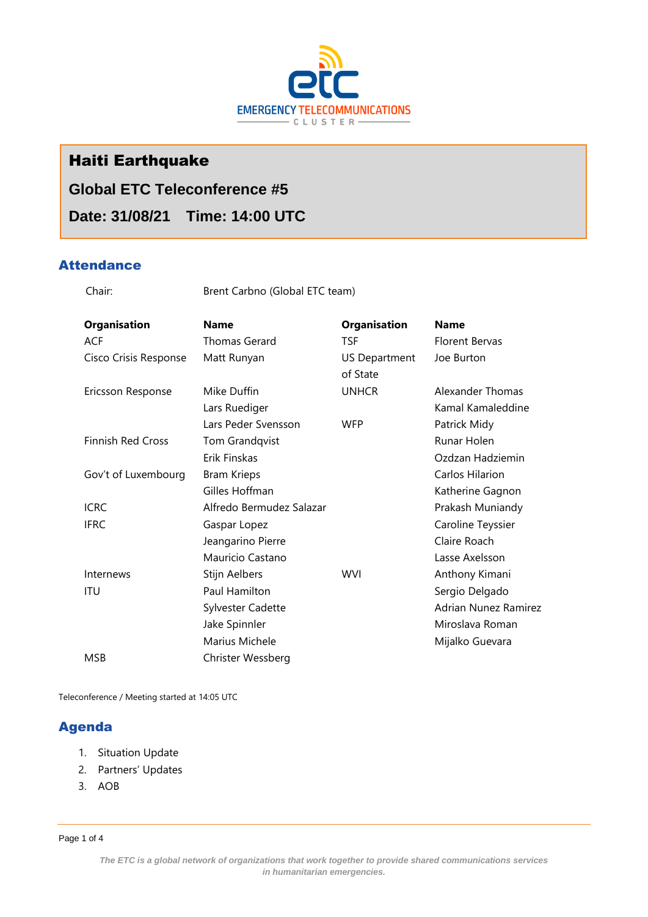# Haiti Earthquake

## Global ETC Teleconference #5

## Date: 31/08/21 Time: 14:00 UTC

## Attendance

Chair: Brent Carbno (Global ETC team)

| Organisation | Name | Organisation | Name |
|---|---|---|---|
| ACF | Thomas Gerard | TSF | Florent Bervas |
| Cisco Crisis Response | Matt Runyan | US Department of State | Joe Burton |
| Ericsson Response | Mike Duffin | UNHCR | Alexander Thomas |
| | Lars Ruediger | | Kamal Kamaleddine |
| | Lars Peder Svensson | WFP | Patrick Midy |
| Finnish Red Cross | Tom Grandqvist | | Runar Holen |
| | Erik Finskas | | Ozdzan Hadziemin |
| Gov't of Luxembourg | Bram Krieps | | Carlos Hilarion |
| | Gilles Hoffman | | Katherine Gagnon |
| ICRC | Alfredo Bermudez Salazar | | Prakash Muniandy |
| IFRC | Gaspar Lopez | | Caroline Teyssier |
| | Jeangarino Pierre | | Claire Roach |
| | Mauricio Castano | | Lasse Axelsson |
| Internews | Stijn Aelbers | WVI | Anthony Kimani |
| ITU | Paul Hamilton | | Sergio Delgado |
| | Sylvester Cadette | | Adrian Nunez Ramirez |
| | Jake Spinnler | | Miroslava Roman |
| | Marius Michele | | Mijalko Guevara |
| MSB | Christer Wessberg | | |

Teleconference / Meeting started at 14:05 UTC

## Agenda

1. Situation Update
2. Partners' Updates
3. AOB

*The ETC is a global network of organizations that work together to provide shared communications services in humanitarian emergencies.*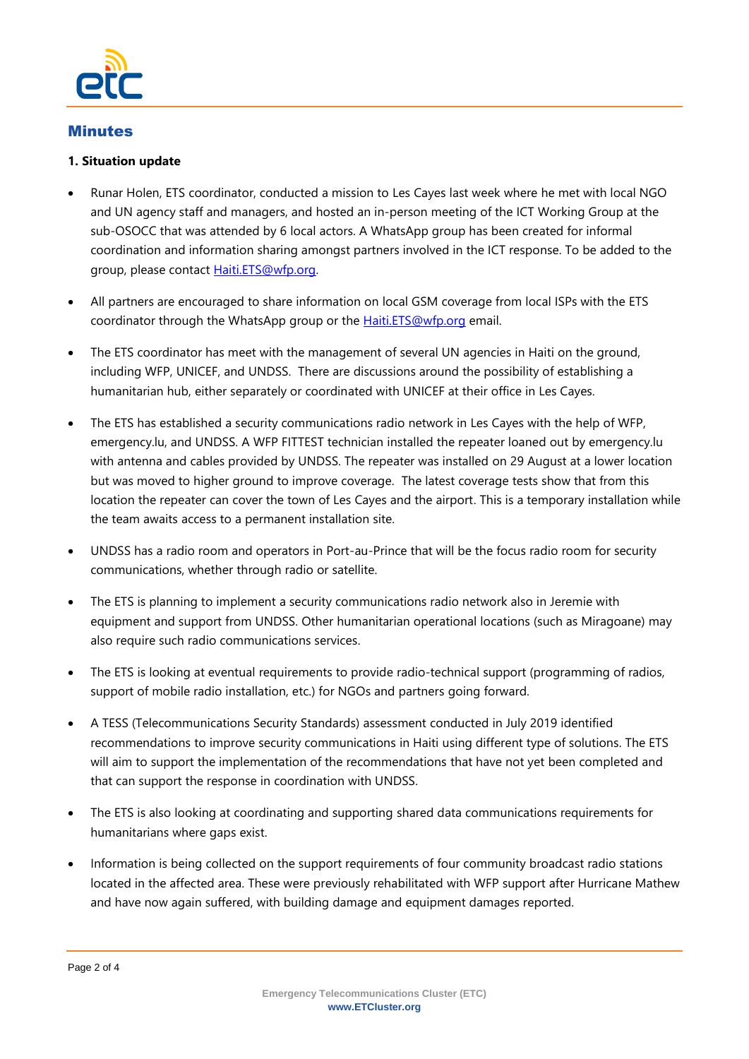## Minutes

**1. Situation update**

- Runar Holen, ETS coordinator, conducted a mission to Les Cayes last week where he met with local NGO and UN agency staff and managers, and hosted an in-person meeting of the ICT Working Group at the sub-OSOCC that was attended by 6 local actors. A WhatsApp group has been created for informal coordination and information sharing amongst partners involved in the ICT response. To be added to the group, please contact Haiti.ETS@wfp.org.

- All partners are encouraged to share information on local GSM coverage from local ISPs with the ETS coordinator through the WhatsApp group or the Haiti.ETS@wfp.org email.

- The ETS coordinator has meet with the management of several UN agencies in Haiti on the ground, including WFP, UNICEF, and UNDSS. There are discussions around the possibility of establishing a humanitarian hub, either separately or coordinated with UNICEF at their office in Les Cayes.

- The ETS has established a security communications radio network in Les Cayes with the help of WFP, emergency.lu, and UNDSS. A WFP FITTEST technician installed the repeater loaned out by emergency.lu with antenna and cables provided by UNDSS. The repeater was installed on 29 August at a lower location but was moved to higher ground to improve coverage. The latest coverage tests show that from this location the repeater can cover the town of Les Cayes and the airport. This is a temporary installation while the team awaits access to a permanent installation site.

- UNDSS has a radio room and operators in Port-au-Prince that will be the focus radio room for security communications, whether through radio or satellite.

- The ETS is planning to implement a security communications radio network also in Jeremie with equipment and support from UNDSS. Other humanitarian operational locations (such as Miragoane) may also require such radio communications services.

- The ETS is looking at eventual requirements to provide radio-technical support (programming of radios, support of mobile radio installation, etc.) for NGOs and partners going forward.

- A TESS (Telecommunications Security Standards) assessment conducted in July 2019 identified recommendations to improve security communications in Haiti using different type of solutions. The ETS will aim to support the implementation of the recommendations that have not yet been completed and that can support the response in coordination with UNDSS.

- The ETS is also looking at coordinating and supporting shared data communications requirements for humanitarians where gaps exist.

- Information is being collected on the support requirements of four community broadcast radio stations located in the affected area. These were previously rehabilitated with WFP support after Hurricane Mathew and have now again suffered, with building damage and equipment damages reported.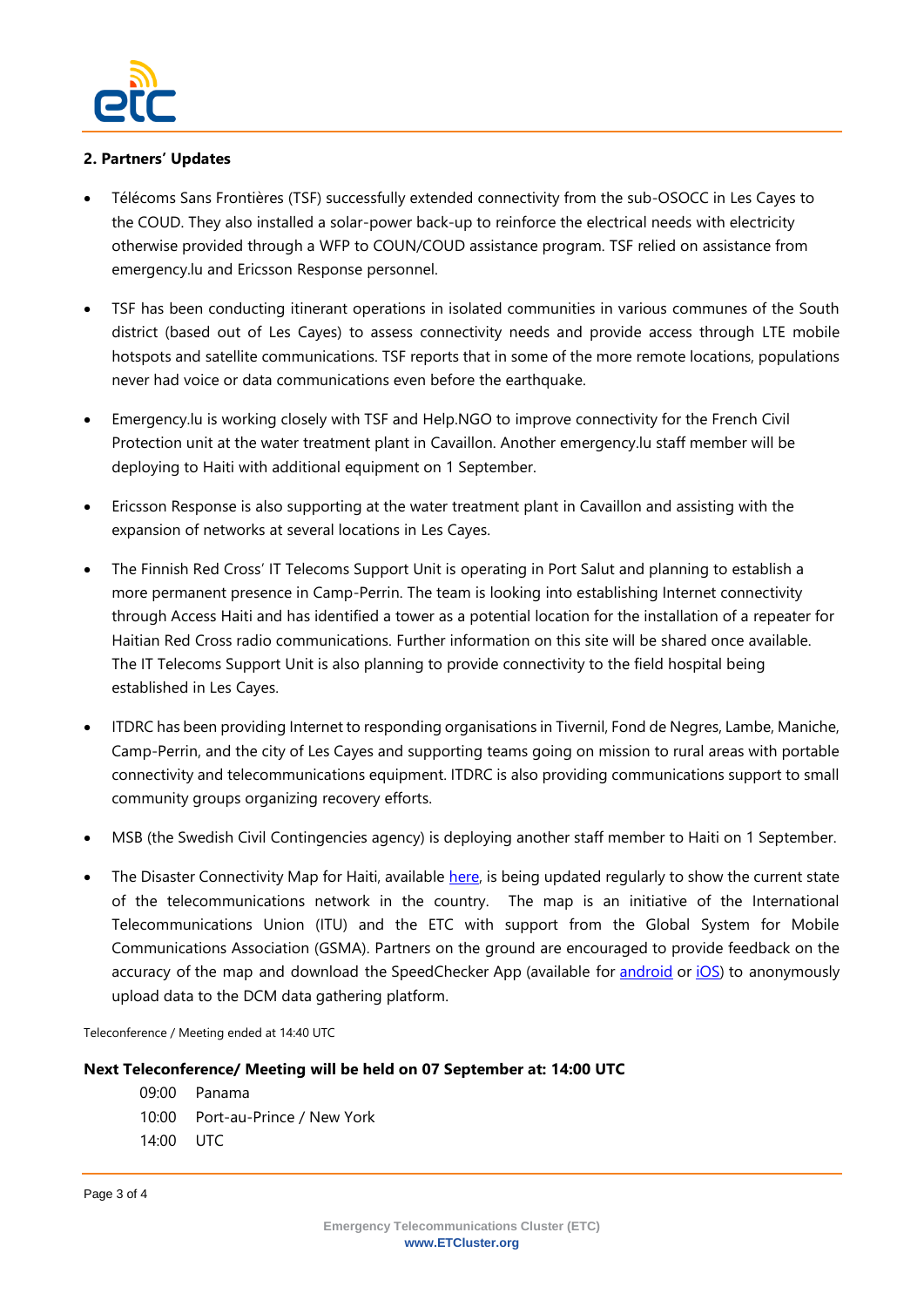## 2. Partners' Updates

- Télécoms Sans Frontières (TSF) successfully extended connectivity from the sub-OSOCC in Les Cayes to the COUD. They also installed a solar-power back-up to reinforce the electrical needs with electricity otherwise provided through a WFP to COUN/COUD assistance program. TSF relied on assistance from emergency.lu and Ericsson Response personnel.
- TSF has been conducting itinerant operations in isolated communities in various communes of the South district (based out of Les Cayes) to assess connectivity needs and provide access through LTE mobile hotspots and satellite communications. TSF reports that in some of the more remote locations, populations never had voice or data communications even before the earthquake.
- Emergency.lu is working closely with TSF and Help.NGO to improve connectivity for the French Civil Protection unit at the water treatment plant in Cavaillon. Another emergency.lu staff member will be deploying to Haiti with additional equipment on 1 September.
- Ericsson Response is also supporting at the water treatment plant in Cavaillon and assisting with the expansion of networks at several locations in Les Cayes.
- The Finnish Red Cross' IT Telecoms Support Unit is operating in Port Salut and planning to establish a more permanent presence in Camp-Perrin. The team is looking into establishing Internet connectivity through Access Haiti and has identified a tower as a potential location for the installation of a repeater for Haitian Red Cross radio communications. Further information on this site will be shared once available. The IT Telecoms Support Unit is also planning to provide connectivity to the field hospital being established in Les Cayes.
- ITDRC has been providing Internet to responding organisations in Tivernil, Fond de Negres, Lambe, Maniche, Camp-Perrin, and the city of Les Cayes and supporting teams going on mission to rural areas with portable connectivity and telecommunications equipment. ITDRC is also providing communications support to small community groups organizing recovery efforts.
- MSB (the Swedish Civil Contingencies agency) is deploying another staff member to Haiti on 1 September.
- The Disaster Connectivity Map for Haiti, available here, is being updated regularly to show the current state of the telecommunications network in the country. The map is an initiative of the International Telecommunications Union (ITU) and the ETC with support from the Global System for Mobile Communications Association (GSMA). Partners on the ground are encouraged to provide feedback on the accuracy of the map and download the SpeedChecker App (available for android or iOS) to anonymously upload data to the DCM data gathering platform.

Teleconference / Meeting ended at 14:40 UTC

**Next Teleconference/ Meeting will be held on 07 September at: 14:00 UTC**

| | |
|---|---|
| 09:00 | Panama |
| 10:00 | Port-au-Prince / New York |
| 14:00 | UTC |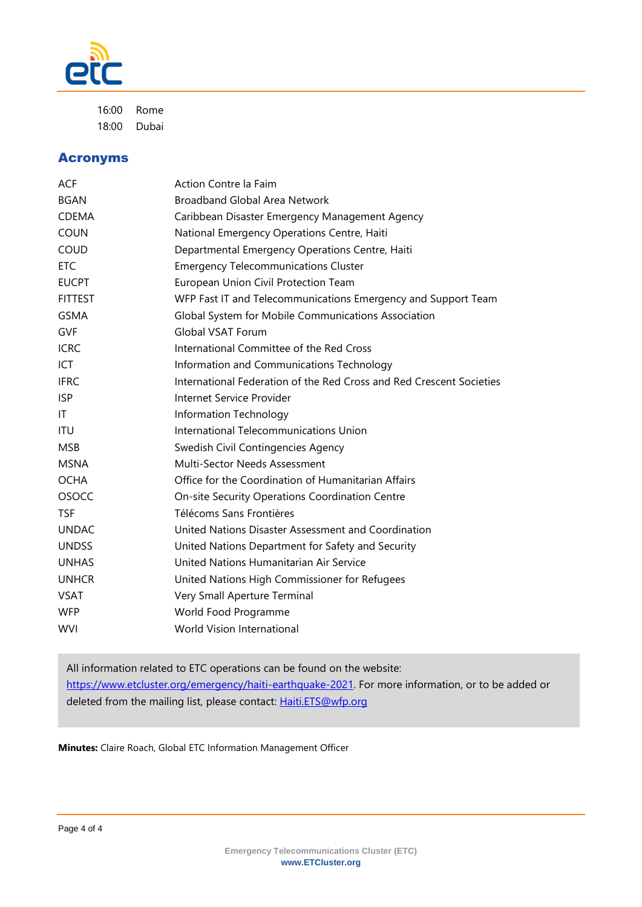16:00 Rome

18:00 Dubai

## Acronyms

| | |
|---|---|
| ACF | Action Contre la Faim |
| BGAN | Broadband Global Area Network |
| CDEMA | Caribbean Disaster Emergency Management Agency |
| COUN | National Emergency Operations Centre, Haiti |
| COUD | Departmental Emergency Operations Centre, Haiti |
| ETC | Emergency Telecommunications Cluster |
| EUCPT | European Union Civil Protection Team |
| FITTEST | WFP Fast IT and Telecommunications Emergency and Support Team |
| GSMA | Global System for Mobile Communications Association |
| GVF | Global VSAT Forum |
| ICRC | International Committee of the Red Cross |
| ICT | Information and Communications Technology |
| IFRC | International Federation of the Red Cross and Red Crescent Societies |
| ISP | Internet Service Provider |
| IT | Information Technology |
| ITU | International Telecommunications Union |
| MSB | Swedish Civil Contingencies Agency |
| MSNA | Multi-Sector Needs Assessment |
| OCHA | Office for the Coordination of Humanitarian Affairs |
| OSOCC | On-site Security Operations Coordination Centre |
| TSF | Télécoms Sans Frontières |
| UNDAC | United Nations Disaster Assessment and Coordination |
| UNDSS | United Nations Department for Safety and Security |
| UNHAS | United Nations Humanitarian Air Service |
| UNHCR | United Nations High Commissioner for Refugees |
| VSAT | Very Small Aperture Terminal |
| WFP | World Food Programme |
| WVI | World Vision International |

All information related to ETC operations can be found on the website: https://www.etcluster.org/emergency/haiti-earthquake-2021. For more information, or to be added or deleted from the mailing list, please contact: Haiti.ETS@wfp.org

**Minutes:** Claire Roach, Global ETC Information Management Officer